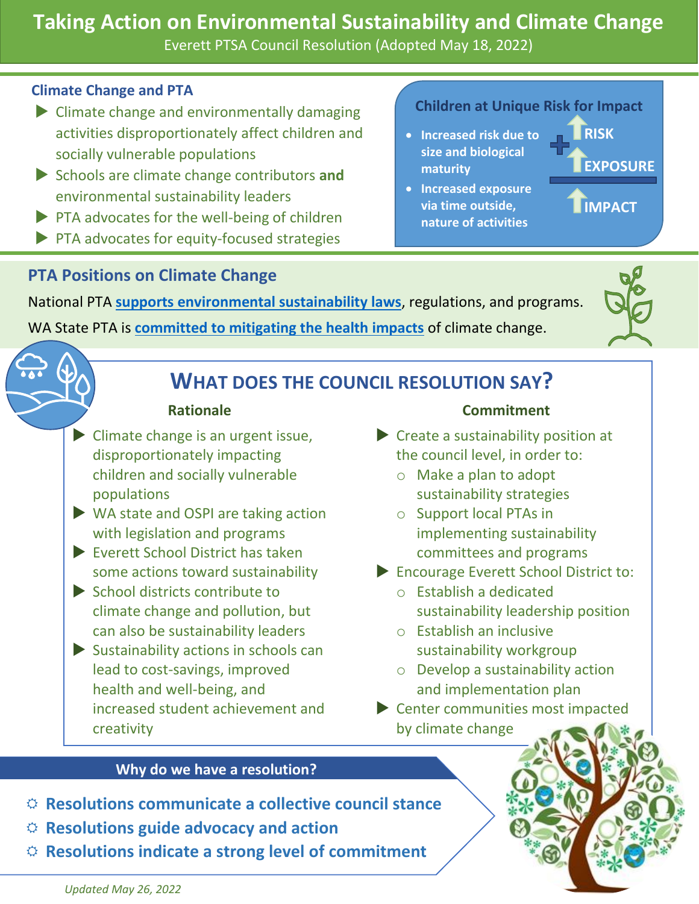# Taking Action on Environmental Sustainability and Climate Change

Everett PTSA Council Resolution (Adopted May 18, 2022)

### Climate Change and PTA

- Climate change and environmentally damaging activities disproportionately affect children and socially vulnerable populations
- Schools are climate change contributors **and** environmental sustainability leaders
- PTA advocates for the well-being of children
- PTA advocates for equity-focused strategies

### Children at Unique Risk for Impact

- **Increased risk due to size and biological maturity**
- **Increased exposure via time outside, nature of activities**

**RISK + EXPOSURE = IMPACT**

## PTA Positions on Climate Change

National PTA **supports environmental sustainability laws**, regulations, and programs.

WA State PTA is **committed to mitigating the health impacts** of climate change.

## WHAT DOES THE COUNCIL RESOLUTION SAY?

### Rationale

- Climate change is an urgent issue, disproportionately impacting children and socially vulnerable populations
- WA state and OSPI are taking action with legislation and programs
- Everett School District has taken some actions toward sustainability
- School districts contribute to climate change and pollution, but can also be sustainability leaders
- Sustainability actions in schools can lead to cost-savings, improved health and well-being, and increased student achievement and creativity

### Commitment

- Create a sustainability position at the council level, in order to:
  - Make a plan to adopt sustainability strategies
  - Support local PTAs in implementing sustainability committees and programs
- Encourage Everett School District to:
  - Establish a dedicated sustainability leadership position
  - Establish an inclusive sustainability workgroup
  - Develop a sustainability action and implementation plan
- Center communities most impacted by climate change

### Why do we have a resolution?

- **Resolutions communicate a collective council stance**
- **Resolutions guide advocacy and action**
- **Resolutions indicate a strong level of commitment**

*Updated May 26, 2022*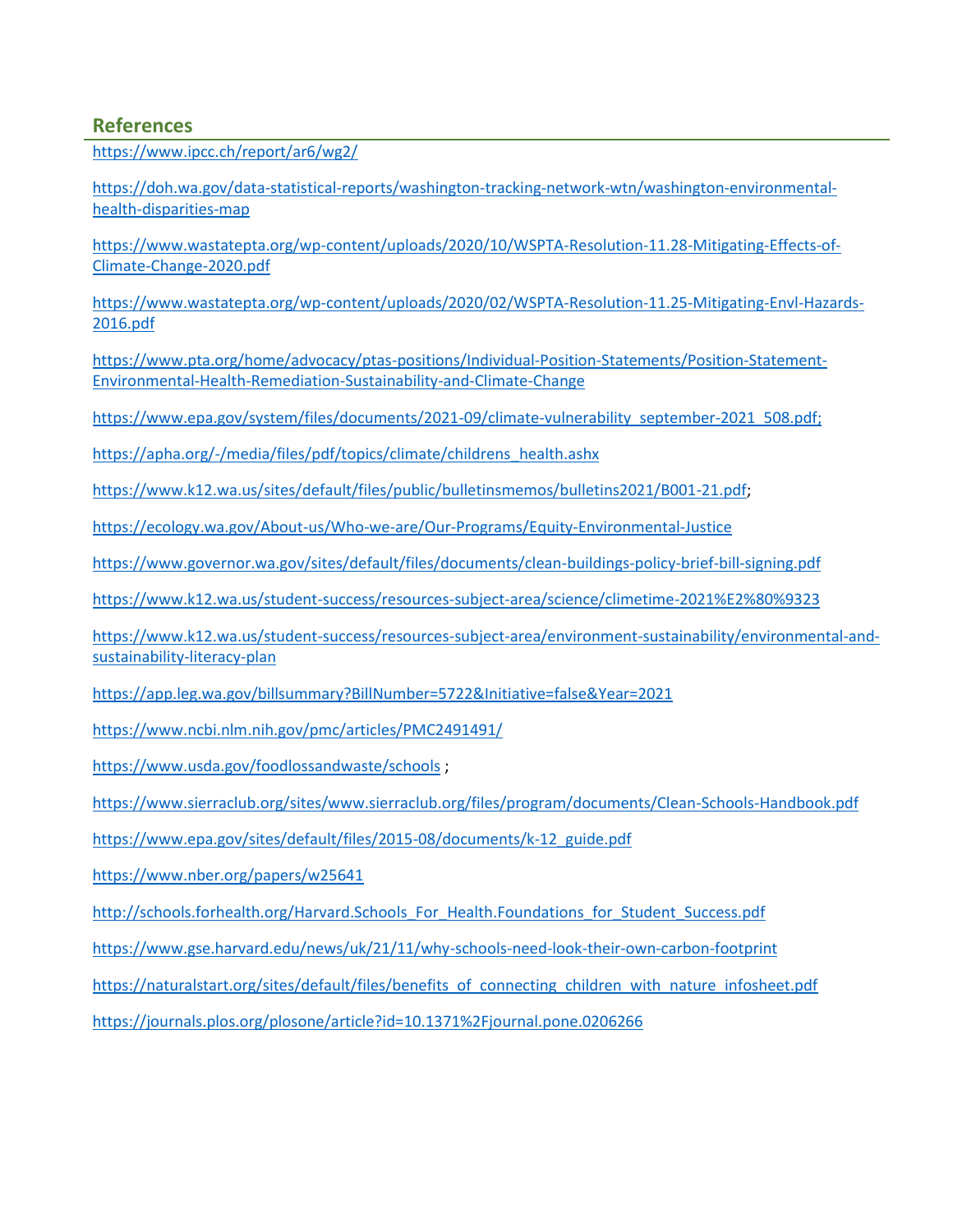## References

https://www.ipcc.ch/report/ar6/wg2/

https://doh.wa.gov/data-statistical-reports/washington-tracking-network-wtn/washington-environmental-health-disparities-map

https://www.wastatepta.org/wp-content/uploads/2020/10/WSPTA-Resolution-11.28-Mitigating-Effects-of-Climate-Change-2020.pdf

https://www.wastatepta.org/wp-content/uploads/2020/02/WSPTA-Resolution-11.25-Mitigating-Envl-Hazards-2016.pdf

https://www.pta.org/home/advocacy/ptas-positions/Individual-Position-Statements/Position-Statement-Environmental-Health-Remediation-Sustainability-and-Climate-Change

https://www.epa.gov/system/files/documents/2021-09/climate-vulnerability_september-2021_508.pdf;

https://apha.org/-/media/files/pdf/topics/climate/childrens_health.ashx

https://www.k12.wa.us/sites/default/files/public/bulletinsmemos/bulletins2021/B001-21.pdf;

https://ecology.wa.gov/About-us/Who-we-are/Our-Programs/Equity-Environmental-Justice

https://www.governor.wa.gov/sites/default/files/documents/clean-buildings-policy-brief-bill-signing.pdf

https://www.k12.wa.us/student-success/resources-subject-area/science/climetime-2021%E2%80%9323

https://www.k12.wa.us/student-success/resources-subject-area/environment-sustainability/environmental-and-sustainability-literacy-plan

https://app.leg.wa.gov/billsummary?BillNumber=5722&Initiative=false&Year=2021

https://www.ncbi.nlm.nih.gov/pmc/articles/PMC2491491/

https://www.usda.gov/foodlossandwaste/schools ;

https://www.sierraclub.org/sites/www.sierraclub.org/files/program/documents/Clean-Schools-Handbook.pdf

https://www.epa.gov/sites/default/files/2015-08/documents/k-12_guide.pdf

https://www.nber.org/papers/w25641

http://schools.forhealth.org/Harvard.Schools_For_Health.Foundations_for_Student_Success.pdf

https://www.gse.harvard.edu/news/uk/21/11/why-schools-need-look-their-own-carbon-footprint

https://naturalstart.org/sites/default/files/benefits_of_connecting_children_with_nature_infosheet.pdf

https://journals.plos.org/plosone/article?id=10.1371%2Fjournal.pone.0206266